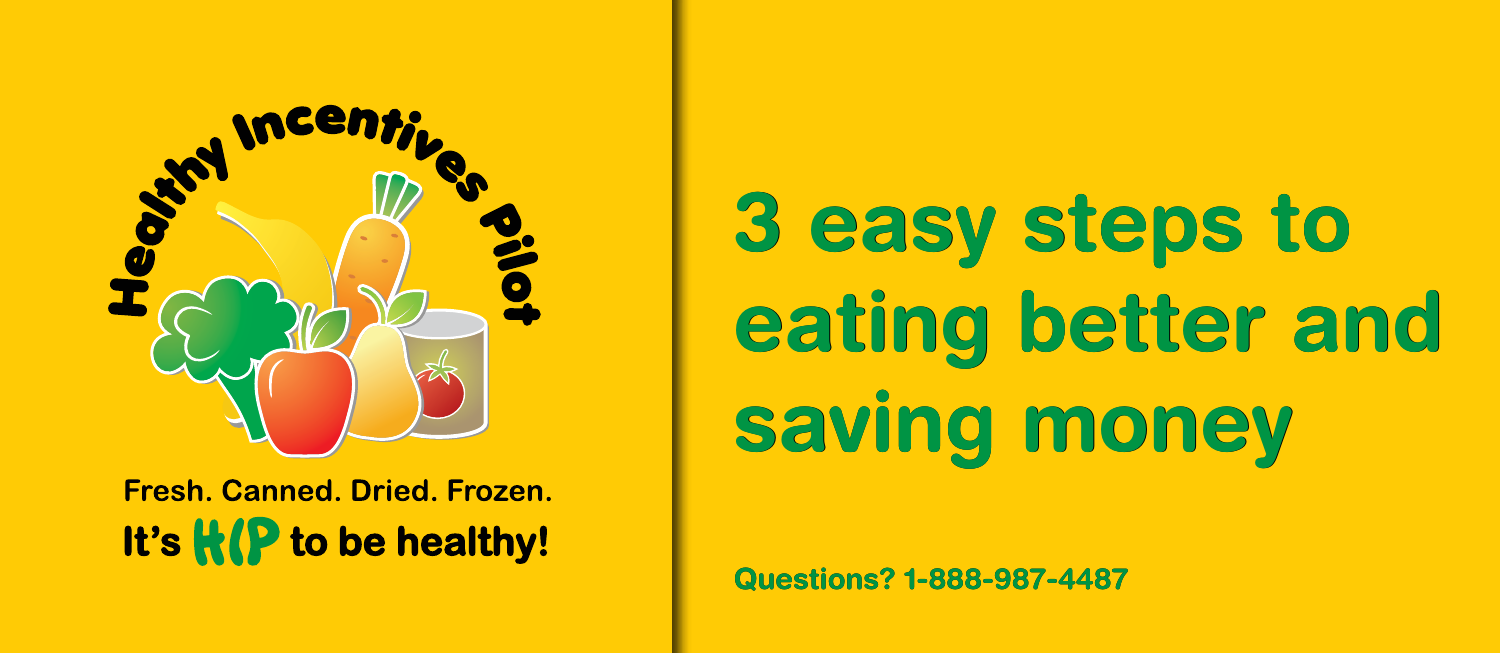Healthy Incentives Pilot

Fresh. Canned. Dried. Frozen.

**It's HIP to be healthy!**

# 3 easy steps to eating better and saving money

**Questions? 1-888-987-4487**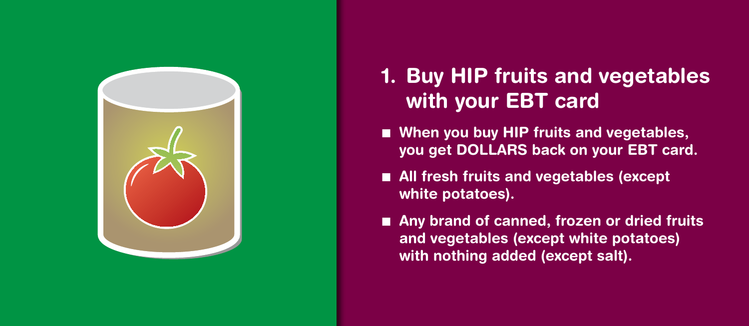## 1. Buy HIP fruits and vegetables with your EBT card

- **When you buy HIP fruits and vegetables, you get DOLLARS back on your EBT card.**
- **All fresh fruits and vegetables (except white potatoes).**
- **Any brand of canned, frozen or dried fruits and vegetables (except white potatoes) with nothing added (except salt).**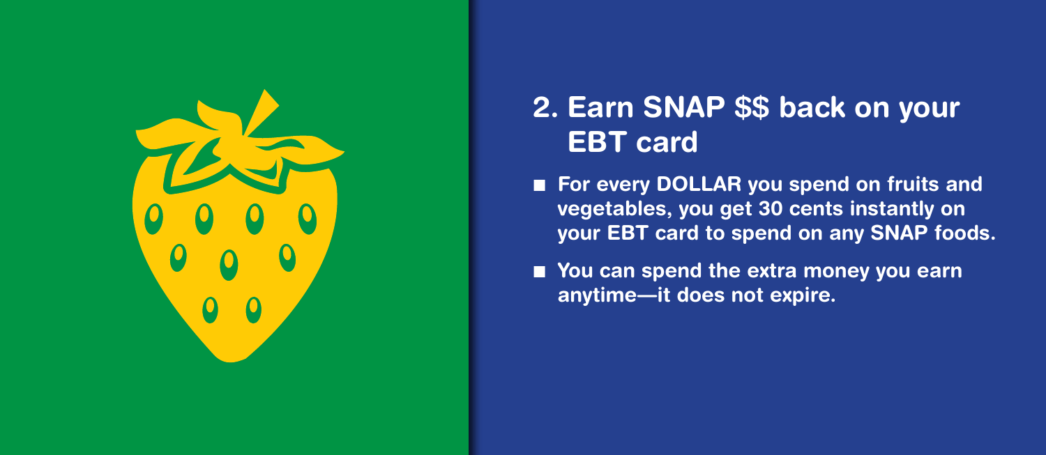## 2. Earn SNAP $$ back on your EBT card

- For every DOLLAR you spend on fruits and vegetables, you get 30 cents instantly on your EBT card to spend on any SNAP foods.
- You can spend the extra money you earn anytime—it does not expire.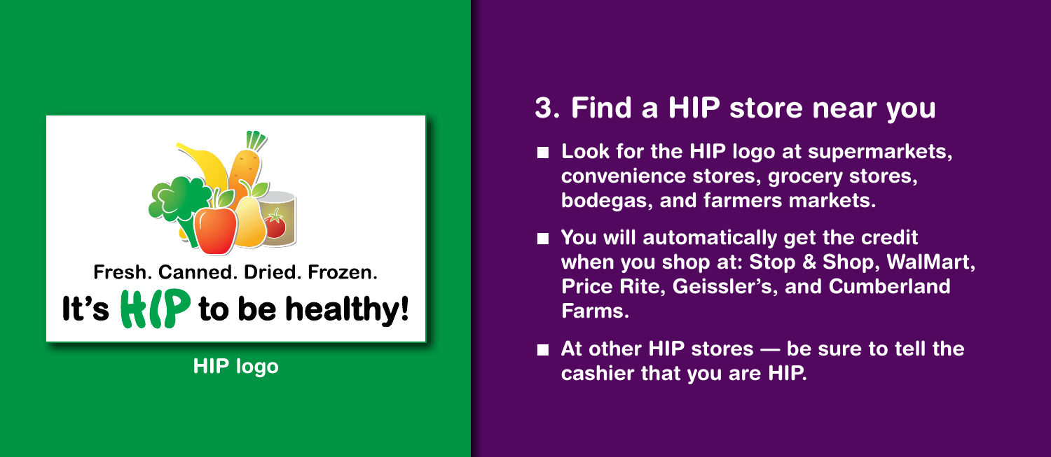Fresh. Canned. Dried. Frozen.

It's HIP to be healthy!

HIP logo

## 3. Find a HIP store near you

- **Look for the HIP logo at supermarkets, convenience stores, grocery stores, bodegas, and farmers markets.**
- **You will automatically get the credit when you shop at: Stop & Shop, WalMart, Price Rite, Geissler's, and Cumberland Farms.**
- **At other HIP stores — be sure to tell the cashier that you are HIP.**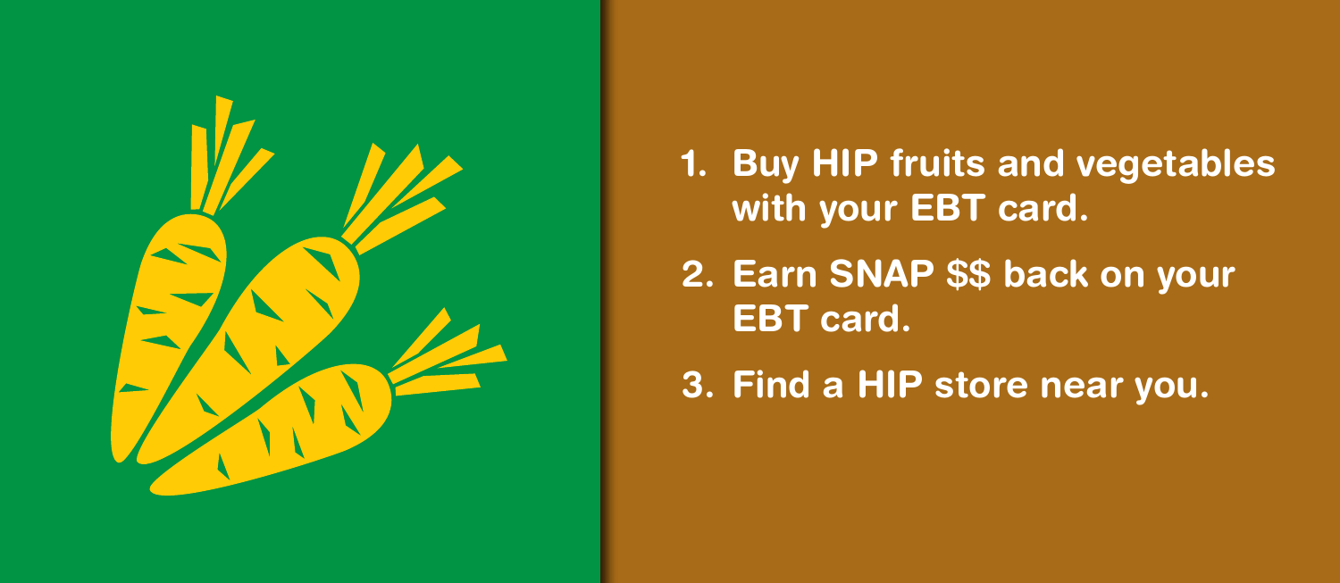1. Buy HIP fruits and vegetables with your EBT card.
2. Earn SNAP $$ back on your EBT card.
3. Find a HIP store near you.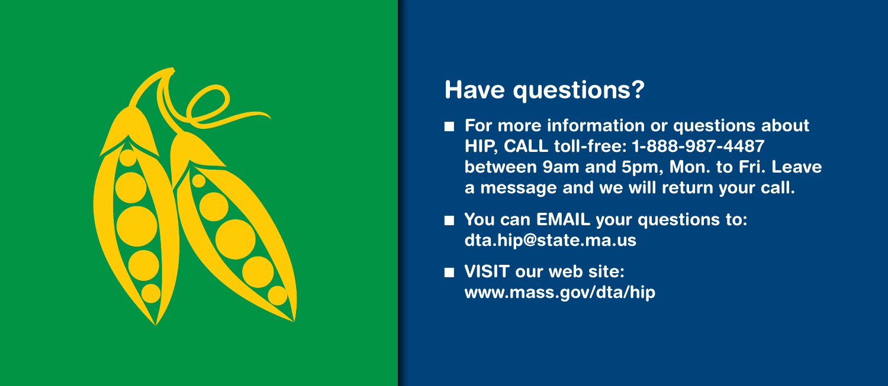## Have questions?

- **For more information or questions about HIP, CALL toll-free: 1-888-987-4487 between 9am and 5pm, Mon. to Fri. Leave a message and we will return your call.**
- **You can EMAIL your questions to: dta.hip@state.ma.us**
- **VISIT our web site: www.mass.gov/dta/hip**